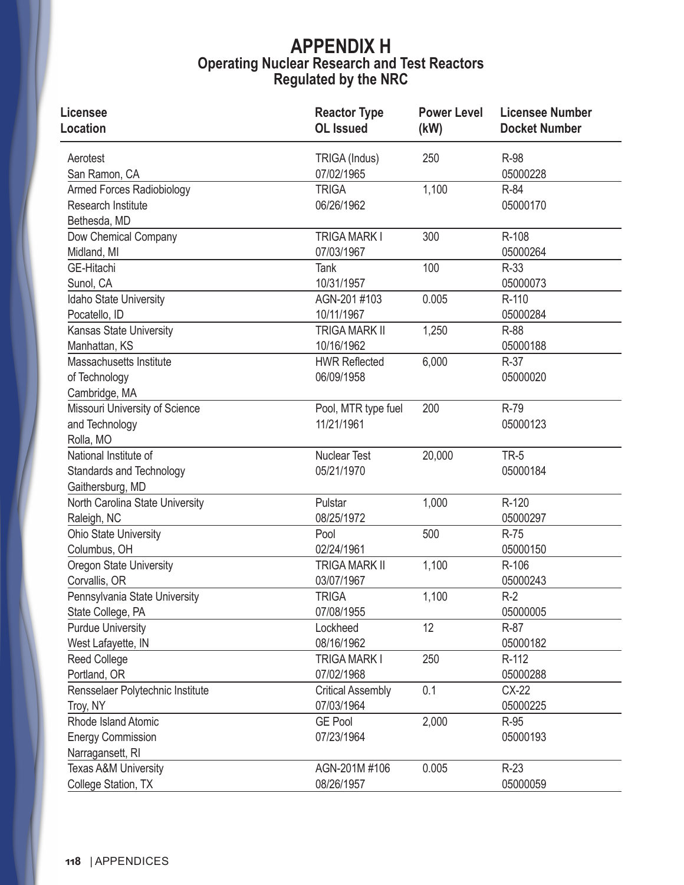# APPENDIX H

## Operating Nuclear Research and Test Reactors Regulated by the NRC

| Licensee<br>Location | Reactor Type<br>OL Issued | Power Level (kW) | Licensee Number<br>Docket Number |
|---|---|---|---|
| Aerotest<br>San Ramon, CA | TRIGA (Indus)<br>07/02/1965 | 250 | R-98<br>05000228 |
| Armed Forces Radiobiology Research Institute<br>Bethesda, MD | TRIGA<br>06/26/1962 | 1,100 | R-84<br>05000170 |
| Dow Chemical Company<br>Midland, MI | TRIGA MARK I<br>07/03/1967 | 300 | R-108<br>05000264 |
| GE-Hitachi<br>Sunol, CA | Tank<br>10/31/1957 | 100 | R-33<br>05000073 |
| Idaho State University<br>Pocatello, ID | AGN-201 #103<br>10/11/1967 | 0.005 | R-110<br>05000284 |
| Kansas State University<br>Manhattan, KS | TRIGA MARK II<br>10/16/1962 | 1,250 | R-88<br>05000188 |
| Massachusetts Institute of Technology<br>Cambridge, MA | HWR Reflected<br>06/09/1958 | 6,000 | R-37<br>05000020 |
| Missouri University of Science and Technology<br>Rolla, MO | Pool, MTR type fuel<br>11/21/1961 | 200 | R-79<br>05000123 |
| National Institute of Standards and Technology<br>Gaithersburg, MD | Nuclear Test<br>05/21/1970 | 20,000 | TR-5<br>05000184 |
| North Carolina State University<br>Raleigh, NC | Pulstar<br>08/25/1972 | 1,000 | R-120<br>05000297 |
| Ohio State University<br>Columbus, OH | Pool<br>02/24/1961 | 500 | R-75<br>05000150 |
| Oregon State University<br>Corvallis, OR | TRIGA MARK II<br>03/07/1967 | 1,100 | R-106<br>05000243 |
| Pennsylvania State University<br>State College, PA | TRIGA<br>07/08/1955 | 1,100 | R-2<br>05000005 |
| Purdue University<br>West Lafayette, IN | Lockheed<br>08/16/1962 | 12 | R-87<br>05000182 |
| Reed College<br>Portland, OR | TRIGA MARK I<br>07/02/1968 | 250 | R-112<br>05000288 |
| Rensselaer Polytechnic Institute<br>Troy, NY | Critical Assembly<br>07/03/1964 | 0.1 | CX-22<br>05000225 |
| Rhode Island Atomic Energy Commission<br>Narragansett, RI | GE Pool<br>07/23/1964 | 2,000 | R-95<br>05000193 |
| Texas A&M University<br>College Station, TX | AGN-201M #106<br>08/26/1957 | 0.005 | R-23<br>05000059 |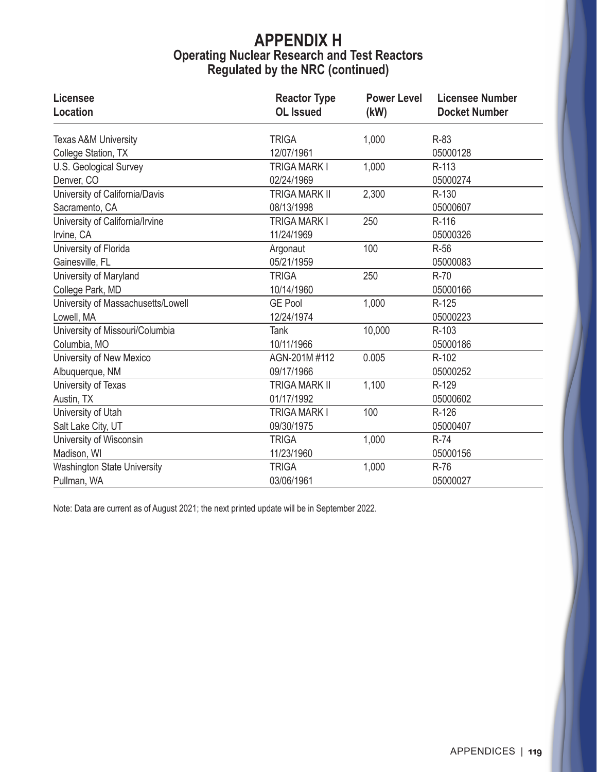# APPENDIX H

## Operating Nuclear Research and Test Reactors Regulated by the NRC (continued)

| Licensee<br>Location | Reactor Type<br>OL Issued | Power Level<br>(kW) | Licensee Number<br>Docket Number |
|---|---|---|---|
| Texas A&M University<br>College Station, TX | TRIGA<br>12/07/1961 | 1,000 | R-83<br>05000128 |
| U.S. Geological Survey<br>Denver, CO | TRIGA MARK I<br>02/24/1969 | 1,000 | R-113<br>05000274 |
| University of California/Davis<br>Sacramento, CA | TRIGA MARK II<br>08/13/1998 | 2,300 | R-130<br>05000607 |
| University of California/Irvine<br>Irvine, CA | TRIGA MARK I<br>11/24/1969 | 250 | R-116<br>05000326 |
| University of Florida<br>Gainesville, FL | Argonaut<br>05/21/1959 | 100 | R-56<br>05000083 |
| University of Maryland<br>College Park, MD | TRIGA<br>10/14/1960 | 250 | R-70<br>05000166 |
| University of Massachusetts/Lowell<br>Lowell, MA | GE Pool<br>12/24/1974 | 1,000 | R-125<br>05000223 |
| University of Missouri/Columbia<br>Columbia, MO | Tank<br>10/11/1966 | 10,000 | R-103<br>05000186 |
| University of New Mexico<br>Albuquerque, NM | AGN-201M #112<br>09/17/1966 | 0.005 | R-102<br>05000252 |
| University of Texas<br>Austin, TX | TRIGA MARK II<br>01/17/1992 | 1,100 | R-129<br>05000602 |
| University of Utah<br>Salt Lake City, UT | TRIGA MARK I<br>09/30/1975 | 100 | R-126<br>05000407 |
| University of Wisconsin<br>Madison, WI | TRIGA<br>11/23/1960 | 1,000 | R-74<br>05000156 |
| Washington State University<br>Pullman, WA | TRIGA<br>03/06/1961 | 1,000 | R-76<br>05000027 |

Note: Data are current as of August 2021; the next printed update will be in September 2022.